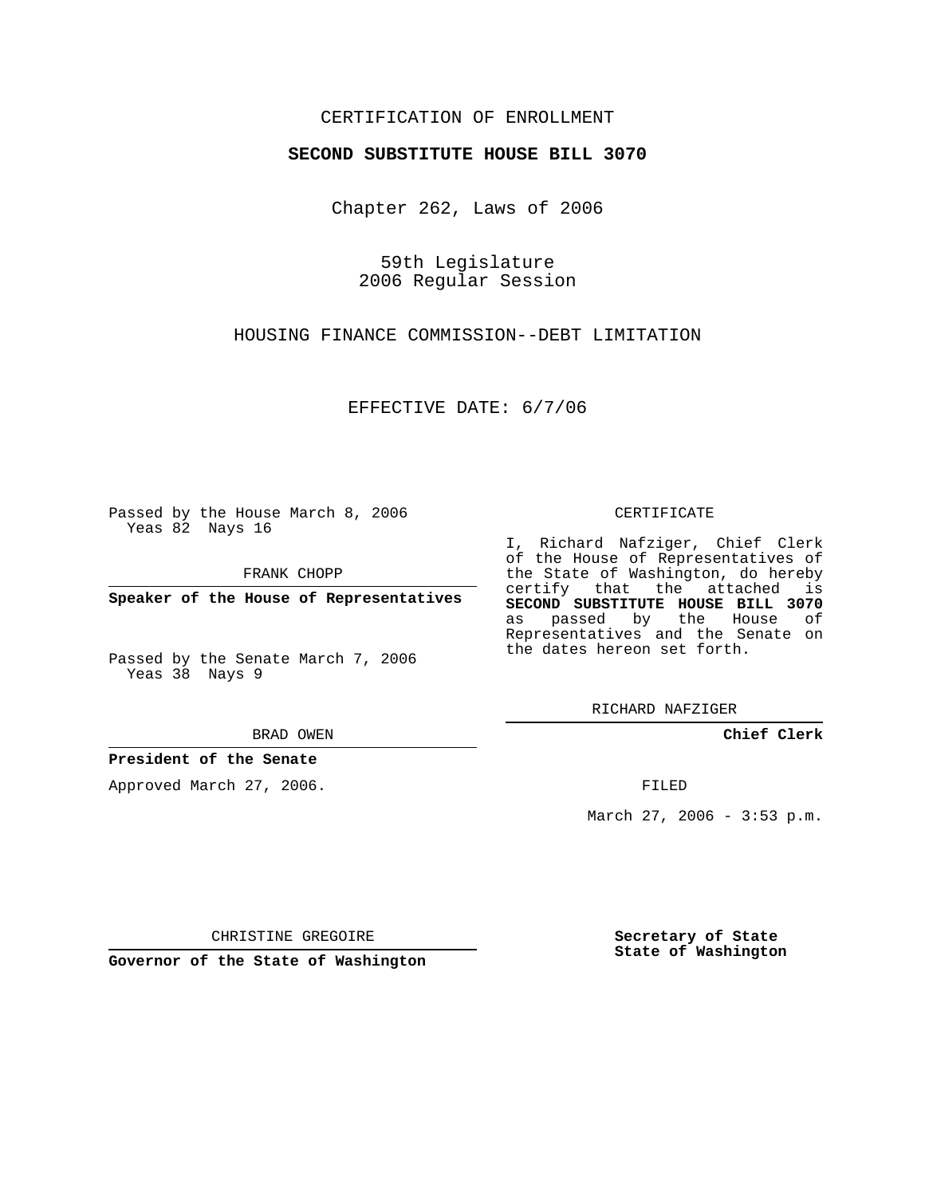CERTIFICATION OF ENROLLMENT

**SECOND SUBSTITUTE HOUSE BILL 3070**

Chapter 262, Laws of 2006

59th Legislature
2006 Regular Session

HOUSING FINANCE COMMISSION--DEBT LIMITATION

EFFECTIVE DATE: 6/7/06

Passed by the House March 8, 2006
Yeas 82 Nays 16

FRANK CHOPP

**Speaker of the House of Representatives**

Passed by the Senate March 7, 2006
Yeas 38 Nays 9

BRAD OWEN

**President of the Senate**

Approved March 27, 2006.

CHRISTINE GREGOIRE

**Governor of the State of Washington**

CERTIFICATE

I, Richard Nafziger, Chief Clerk of the House of Representatives of the State of Washington, do hereby certify that the attached is **SECOND SUBSTITUTE HOUSE BILL 3070** as passed by the House of Representatives and the Senate on the dates hereon set forth.

RICHARD NAFZIGER

**Chief Clerk**

FILED

March 27, 2006 - 3:53 p.m.

**Secretary of State**
**State of Washington**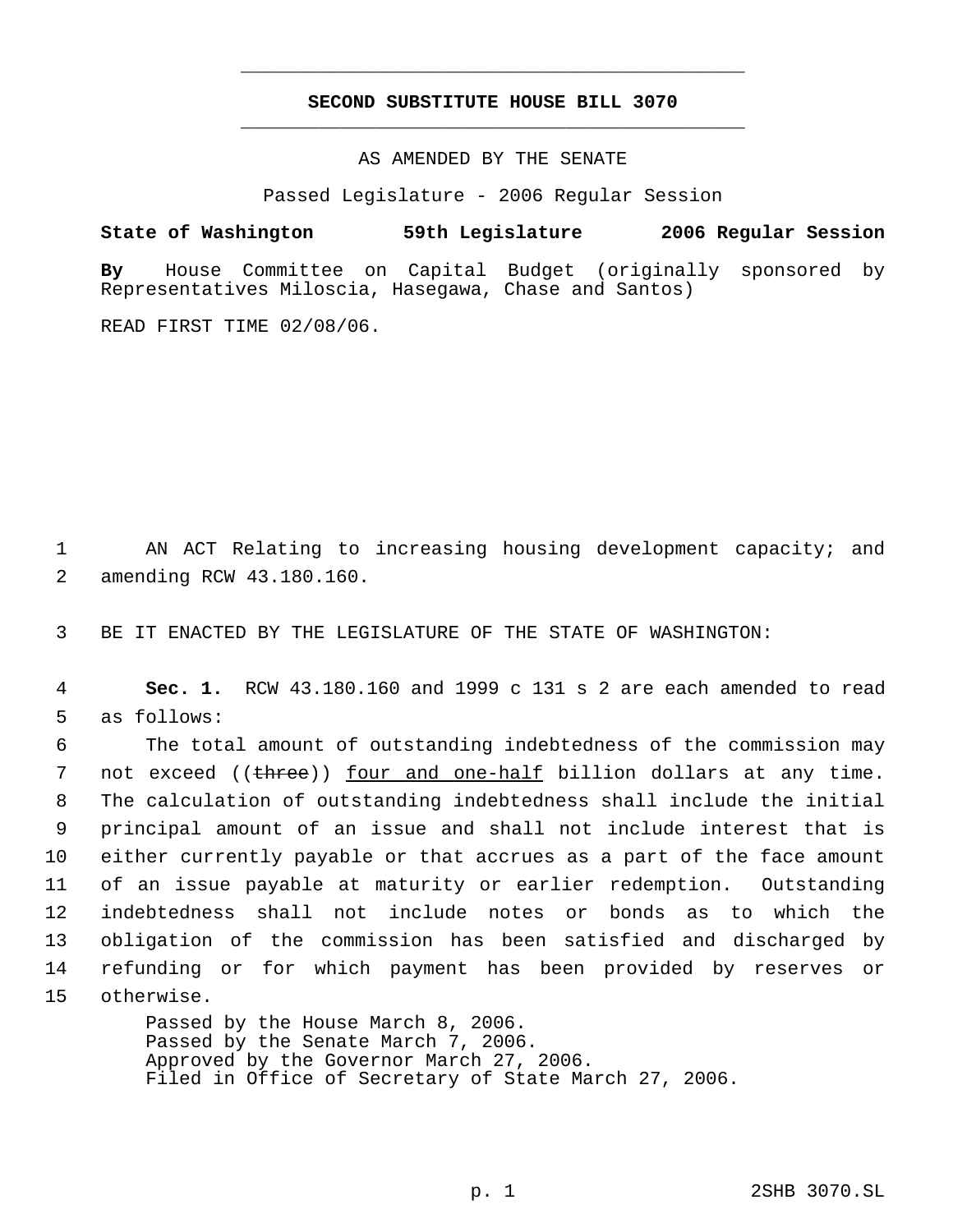# SECOND SUBSTITUTE HOUSE BILL 3070

AS AMENDED BY THE SENATE

Passed Legislature - 2006 Regular Session

**State of Washington 59th Legislature 2006 Regular Session**

**By** House Committee on Capital Budget (originally sponsored by Representatives Miloscia, Hasegawa, Chase and Santos)

READ FIRST TIME 02/08/06.

AN ACT Relating to increasing housing development capacity; and amending RCW 43.180.160.

BE IT ENACTED BY THE LEGISLATURE OF THE STATE OF WASHINGTON:

**Sec. 1.** RCW 43.180.160 and 1999 c 131 s 2 are each amended to read as follows:

The total amount of outstanding indebtedness of the commission may not exceed ((~~three~~)) <u>four and one-half</u> billion dollars at any time. The calculation of outstanding indebtedness shall include the initial principal amount of an issue and shall not include interest that is either currently payable or that accrues as a part of the face amount of an issue payable at maturity or earlier redemption. Outstanding indebtedness shall not include notes or bonds as to which the obligation of the commission has been satisfied and discharged by refunding or for which payment has been provided by reserves or otherwise.

Passed by the House March 8, 2006.
Passed by the Senate March 7, 2006.
Approved by the Governor March 27, 2006.
Filed in Office of Secretary of State March 27, 2006.